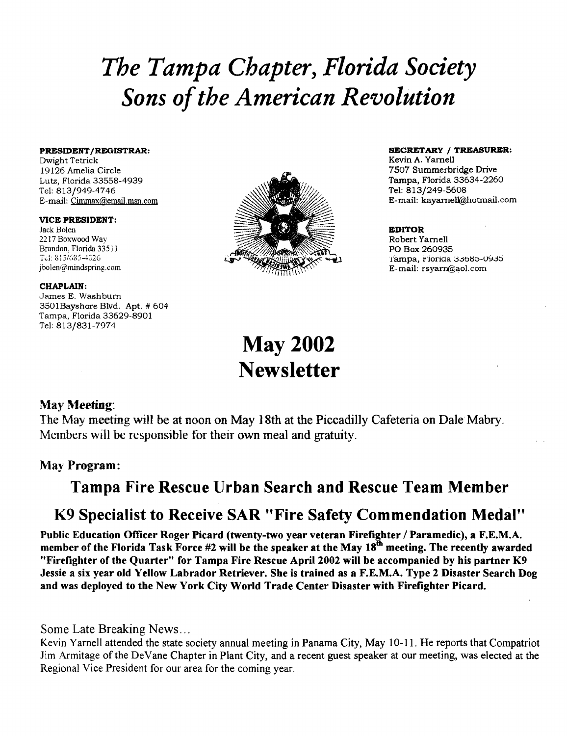// The Tampa Chapter, Florida Society Sons of the American Revolution

# *The Tampa Chapter, Florida Society*
# *Sons of the American Revolution*

**PRESIDENT/REGISTRAR:**
Dwight Tetrick
19126 Amelia Circle
Lutz, Florida 33558-4939
Tel: 813/949-4746
E-mail: Cimmax@email.msn.com

**VICE PRESIDENT:**
Jack Bolen
2217 Boxwood Way
Brandon, Florida 33511
Tel: 813/685-4026
jbolen@mindspring.com

**CHAPLAIN:**
James E. Washburn
3501Bayshore Blvd. Apt. # 604
Tampa, Florida 33629-8901
Tel: 813/831-7974

**SECRETARY / TREASURER:**
Kevin A. Yarnell
7507 Summerbridge Drive
Tampa, Florida 33634-2260
Tel: 813/249-5608
E-mail: kayarnell@hotmail.com

**EDITOR**
Robert Yarnell
PO Box 260935
Tampa, Florida 33685-0935
E-mail: rsyarn@aol.com

# May 2002 Newsletter

## May Meeting:

The May meeting will be at noon on May 18th at the Piccadilly Cafeteria on Dale Mabry. Members will be responsible for their own meal and gratuity.

## May Program:

## Tampa Fire Rescue Urban Search and Rescue Team Member

## K9 Specialist to Receive SAR "Fire Safety Commendation Medal"

**Public Education Officer Roger Picard (twenty-two year veteran Firefighter / Paramedic), a F.E.M.A. member of the Florida Task Force #2 will be the speaker at the May 18th meeting. The recently awarded "Firefighter of the Quarter" for Tampa Fire Rescue April 2002 will be accompanied by his partner K9 Jessie a six year old Yellow Labrador Retriever. She is trained as a F.E.M.A. Type 2 Disaster Search Dog and was deployed to the New York City World Trade Center Disaster with Firefighter Picard.**

Some Late Breaking News...

Kevin Yarnell attended the state society annual meeting in Panama City, May 10-11. He reports that Compatriot Jim Armitage of the DeVane Chapter in Plant City, and a recent guest speaker at our meeting, was elected at the Regional Vice President for our area for the coming year.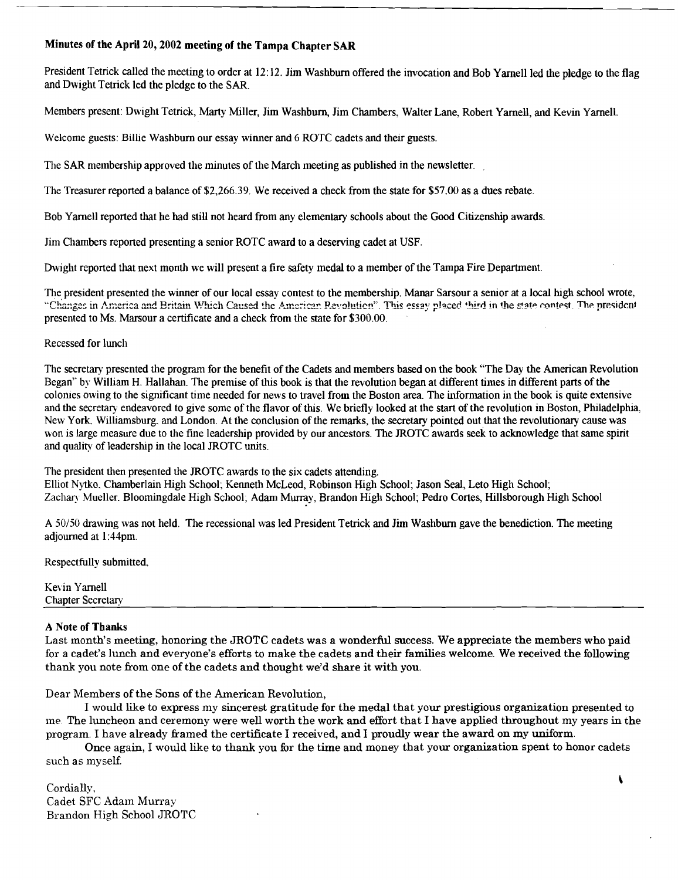**Minutes of the April 20, 2002 meeting of the Tampa Chapter SAR**

President Tetrick called the meeting to order at 12:12. Jim Washburn offered the invocation and Bob Yarnell led the pledge to the flag and Dwight Tetrick led the pledge to the SAR.

Members present: Dwight Tetrick, Marty Miller, Jim Washburn, Jim Chambers, Walter Lane, Robert Yarnell, and Kevin Yarnell.

Welcome guests: Billie Washburn our essay winner and 6 ROTC cadets and their guests.

The SAR membership approved the minutes of the March meeting as published in the newsletter.

The Treasurer reported a balance of $2,266.39. We received a check from the state for $57.00 as a dues rebate.

Bob Yarnell reported that he had still not heard from any elementary schools about the Good Citizenship awards.

Jim Chambers reported presenting a senior ROTC award to a deserving cadet at USF.

Dwight reported that next month we will present a fire safety medal to a member of the Tampa Fire Department.

The president presented the winner of our local essay contest to the membership. Manar Sarsour a senior at a local high school wrote, "Changes in America and Britain Which Caused the American Revolution". This essay placed third in the state contest. The president presented to Ms. Marsour a certificate and a check from the state for $300.00.

Recessed for lunch

The secretary presented the program for the benefit of the Cadets and members based on the book "The Day the American Revolution Began" by William H. Hallahan. The premise of this book is that the revolution began at different times in different parts of the colonies owing to the significant time needed for news to travel from the Boston area. The information in the book is quite extensive and the secretary endeavored to give some of the flavor of this. We briefly looked at the start of the revolution in Boston, Philadelphia, New York, Williamsburg, and London. At the conclusion of the remarks, the secretary pointed out that the revolutionary cause was won is large measure due to the fine leadership provided by our ancestors. The JROTC awards seek to acknowledge that same spirit and quality of leadership in the local JROTC units.

The president then presented the JROTC awards to the six cadets attending.
Elliot Nytko, Chamberlain High School; Kenneth McLeod, Robinson High School; Jason Seal, Leto High School; Zachary Mueller. Bloomingdale High School; Adam Murray, Brandon High School; Pedro Cortes, Hillsborough High School

A 50/50 drawing was not held. The recessional was led President Tetrick and Jim Washburn gave the benediction. The meeting adjourned at 1:44pm.

Respectfully submitted,

Kevin Yarnell
Chapter Secretary

**A Note of Thanks**

Last month's meeting, honoring the JROTC cadets was a wonderful success. We appreciate the members who paid for a cadet's lunch and everyone's efforts to make the cadets and their families welcome. We received the following thank you note from one of the cadets and thought we'd share it with you.

Dear Members of the Sons of the American Revolution,

I would like to express my sincerest gratitude for the medal that your prestigious organization presented to me. The luncheon and ceremony were well worth the work and effort that I have applied throughout my years in the program. I have already framed the certificate I received, and I proudly wear the award on my uniform.

Once again, I would like to thank you for the time and money that your organization spent to honor cadets such as myself.

Cordially,
Cadet SFC Adam Murray
Brandon High School JROTC